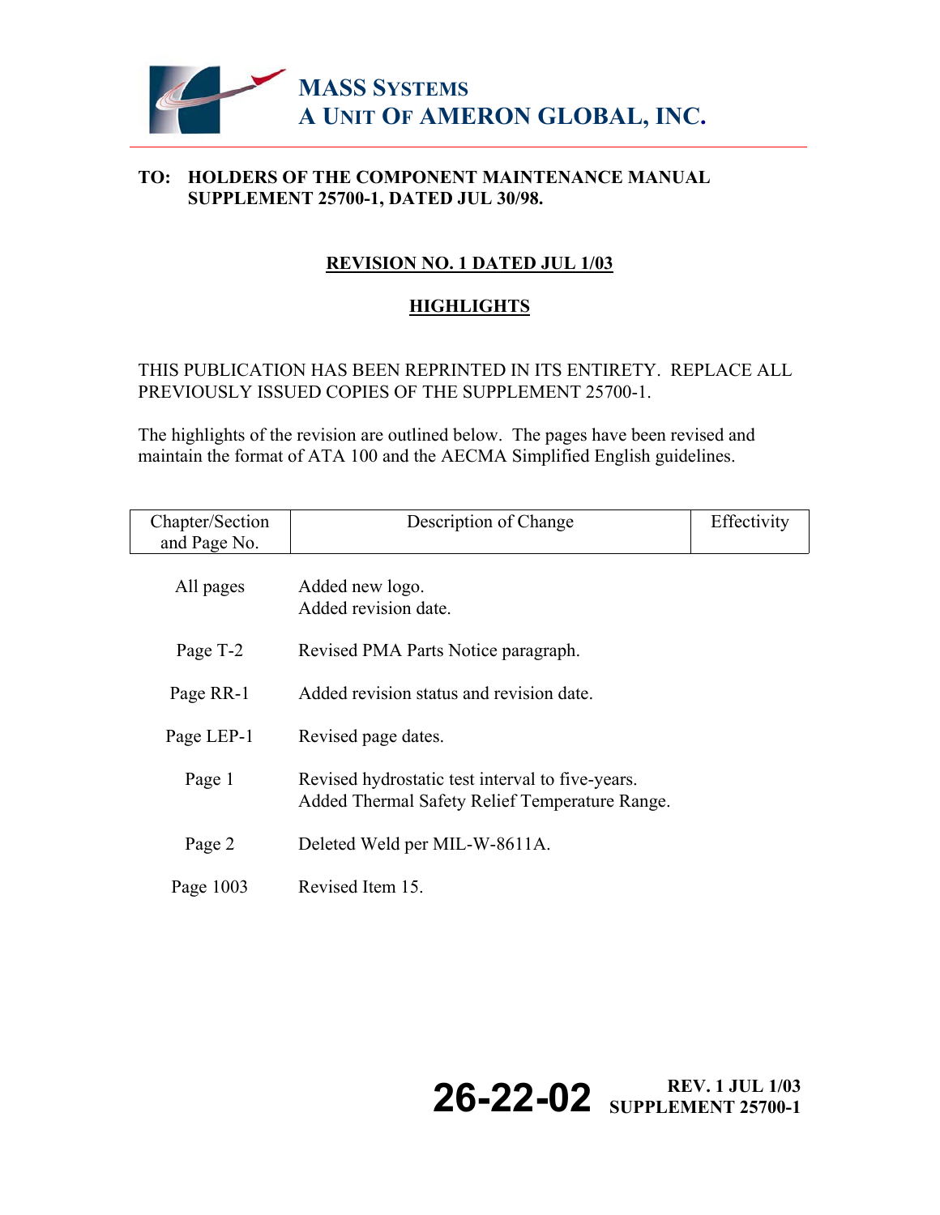**MASS SYSTEMS**
**A UNIT OF AMERON GLOBAL, INC.**

**TO: HOLDERS OF THE COMPONENT MAINTENANCE MANUAL SUPPLEMENT 25700-1, DATED JUL 30/98.**

## REVISION NO. 1 DATED JUL 1/03

## HIGHLIGHTS

THIS PUBLICATION HAS BEEN REPRINTED IN ITS ENTIRETY. REPLACE ALL PREVIOUSLY ISSUED COPIES OF THE SUPPLEMENT 25700-1.

The highlights of the revision are outlined below. The pages have been revised and maintain the format of ATA 100 and the AECMA Simplified English guidelines.

| Chapter/Section and Page No. | Description of Change | Effectivity |
|---|---|---|
| All pages | Added new logo.<br>Added revision date. | |
| Page T-2 | Revised PMA Parts Notice paragraph. | |
| Page RR-1 | Added revision status and revision date. | |
| Page LEP-1 | Revised page dates. | |
| Page 1 | Revised hydrostatic test interval to five-years.<br>Added Thermal Safety Relief Temperature Range. | |
| Page 2 | Deleted Weld per MIL-W-8611A. | |
| Page 1003 | Revised Item 15. | |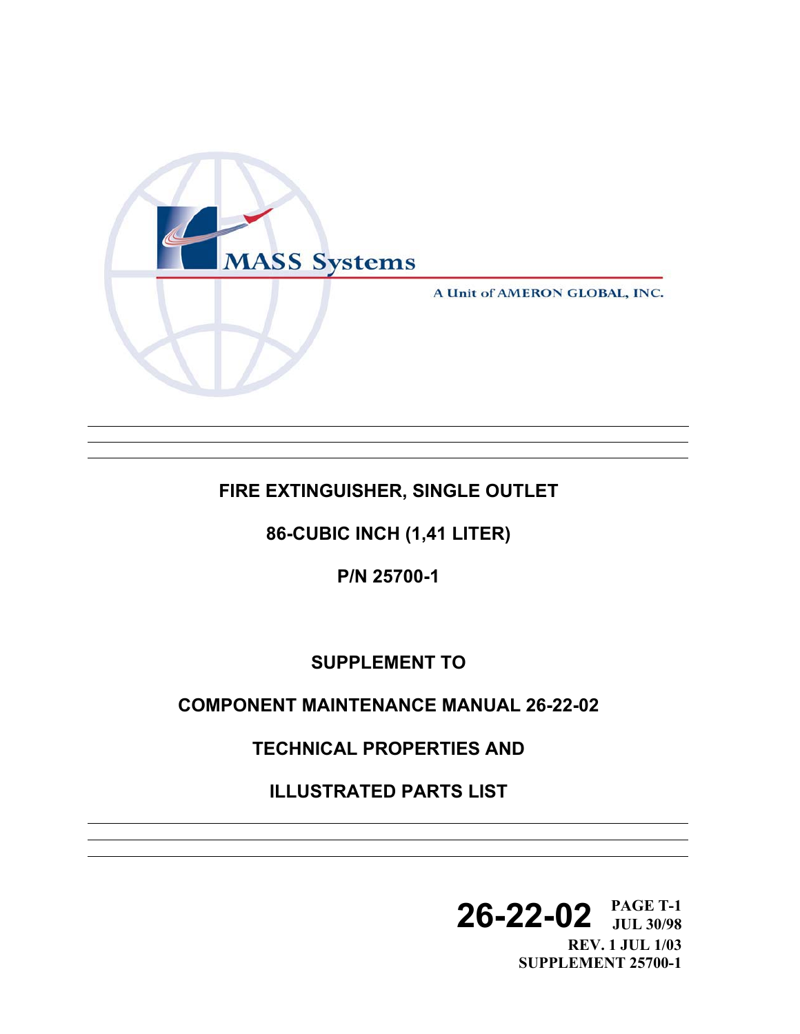MASS Systems

A Unit of AMERON GLOBAL, INC.

---

# FIRE EXTINGUISHER, SINGLE OUTLET

## 86-CUBIC INCH (1,41 LITER)

## P/N 25700-1

## SUPPLEMENT TO

## COMPONENT MAINTENANCE MANUAL 26-22-02

## TECHNICAL PROPERTIES AND

## ILLUSTRATED PARTS LIST

---

**26-22-02** PAGE T-1
JUL 30/98
REV. 1 JUL 1/03
SUPPLEMENT 25700-1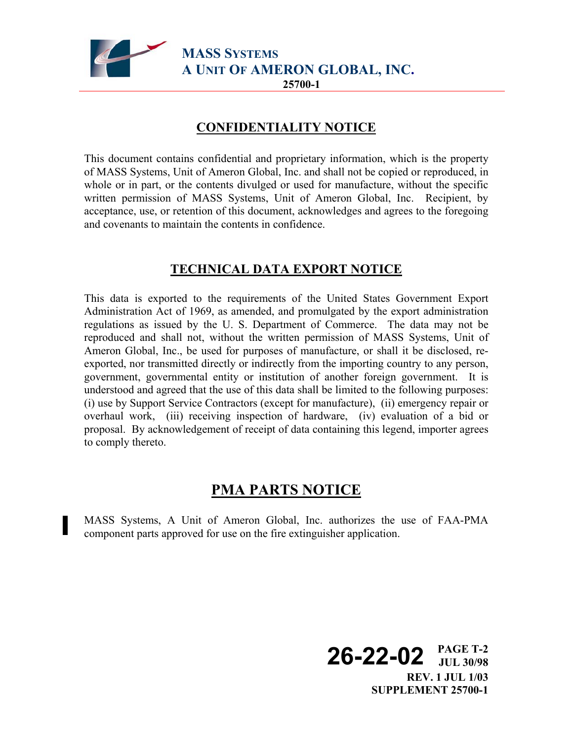## CONFIDENTIALITY NOTICE

This document contains confidential and proprietary information, which is the property of MASS Systems, Unit of Ameron Global, Inc. and shall not be copied or reproduced, in whole or in part, or the contents divulged or used for manufacture, without the specific written permission of MASS Systems, Unit of Ameron Global, Inc. Recipient, by acceptance, use, or retention of this document, acknowledges and agrees to the foregoing and covenants to maintain the contents in confidence.

## TECHNICAL DATA EXPORT NOTICE

This data is exported to the requirements of the United States Government Export Administration Act of 1969, as amended, and promulgated by the export administration regulations as issued by the U. S. Department of Commerce. The data may not be reproduced and shall not, without the written permission of MASS Systems, Unit of Ameron Global, Inc., be used for purposes of manufacture, or shall it be disclosed, re-exported, nor transmitted directly or indirectly from the importing country to any person, government, governmental entity or institution of another foreign government. It is understood and agreed that the use of this data shall be limited to the following purposes: (i) use by Support Service Contractors (except for manufacture), (ii) emergency repair or overhaul work, (iii) receiving inspection of hardware, (iv) evaluation of a bid or proposal. By acknowledgement of receipt of data containing this legend, importer agrees to comply thereto.

## PMA PARTS NOTICE

MASS Systems, A Unit of Ameron Global, Inc. authorizes the use of FAA-PMA component parts approved for use on the fire extinguisher application.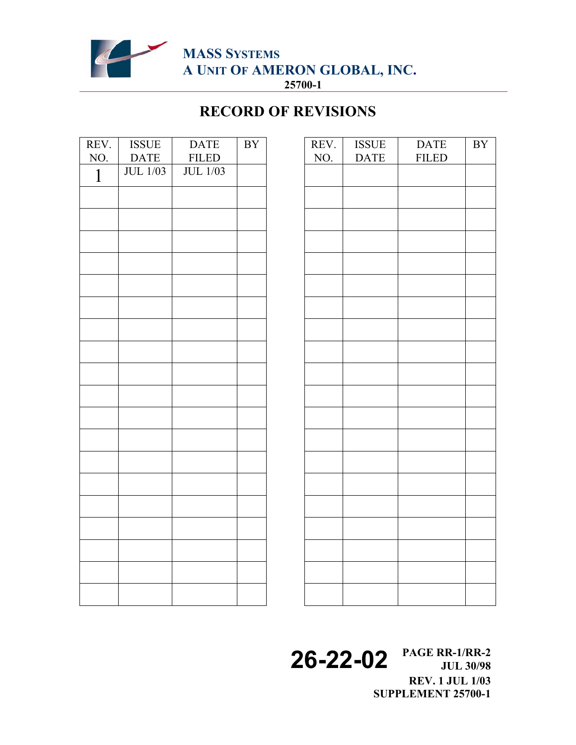# RECORD OF REVISIONS

| REV. NO. | ISSUE DATE | DATE FILED | BY |
|---|---|---|---|
| 1 | JUL 1/03 | JUL 1/03 | |
| | | | |
| | | | |
| | | | |
| | | | |
| | | | |
| | | | |
| | | | |
| | | | |
| | | | |
| | | | |
| | | | |
| | | | |
| | | | |
| | | | |
| | | | |
| | | | |
| | | | |
| | | | |
| | | | |

| REV. NO. | ISSUE DATE | DATE FILED | BY |
|---|---|---|---|
| | | | |
| | | | |
| | | | |
| | | | |
| | | | |
| | | | |
| | | | |
| | | | |
| | | | |
| | | | |
| | | | |
| | | | |
| | | | |
| | | | |
| | | | |
| | | | |
| | | | |
| | | | |
| | | | |
| | | | |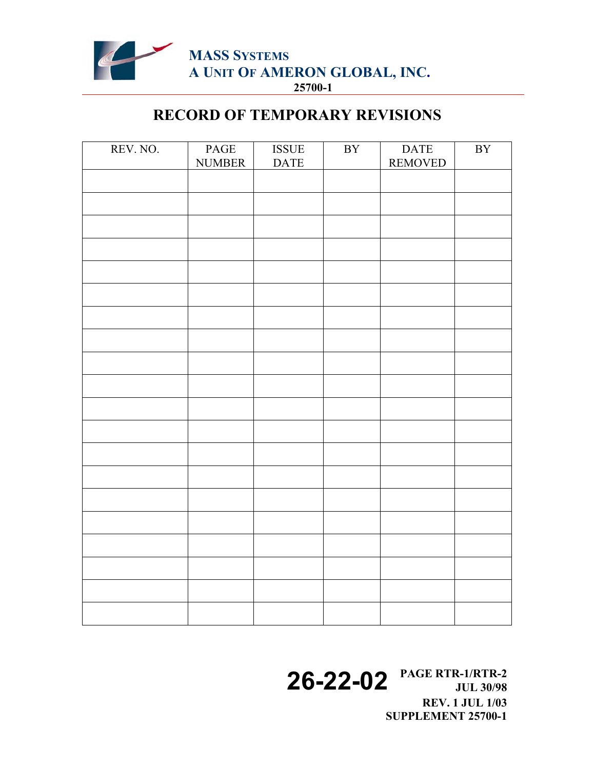# RECORD OF TEMPORARY REVISIONS

| REV. NO. | PAGE NUMBER | ISSUE DATE | BY | DATE REMOVED | BY |
|---|---|---|---|---|---|
| | | | | | |
| | | | | | |
| | | | | | |
| | | | | | |
| | | | | | |
| | | | | | |
| | | | | | |
| | | | | | |
| | | | | | |
| | | | | | |
| | | | | | |
| | | | | | |
| | | | | | |
| | | | | | |
| | | | | | |
| | | | | | |
| | | | | | |
| | | | | | |
| | | | | | |
| | | | | | |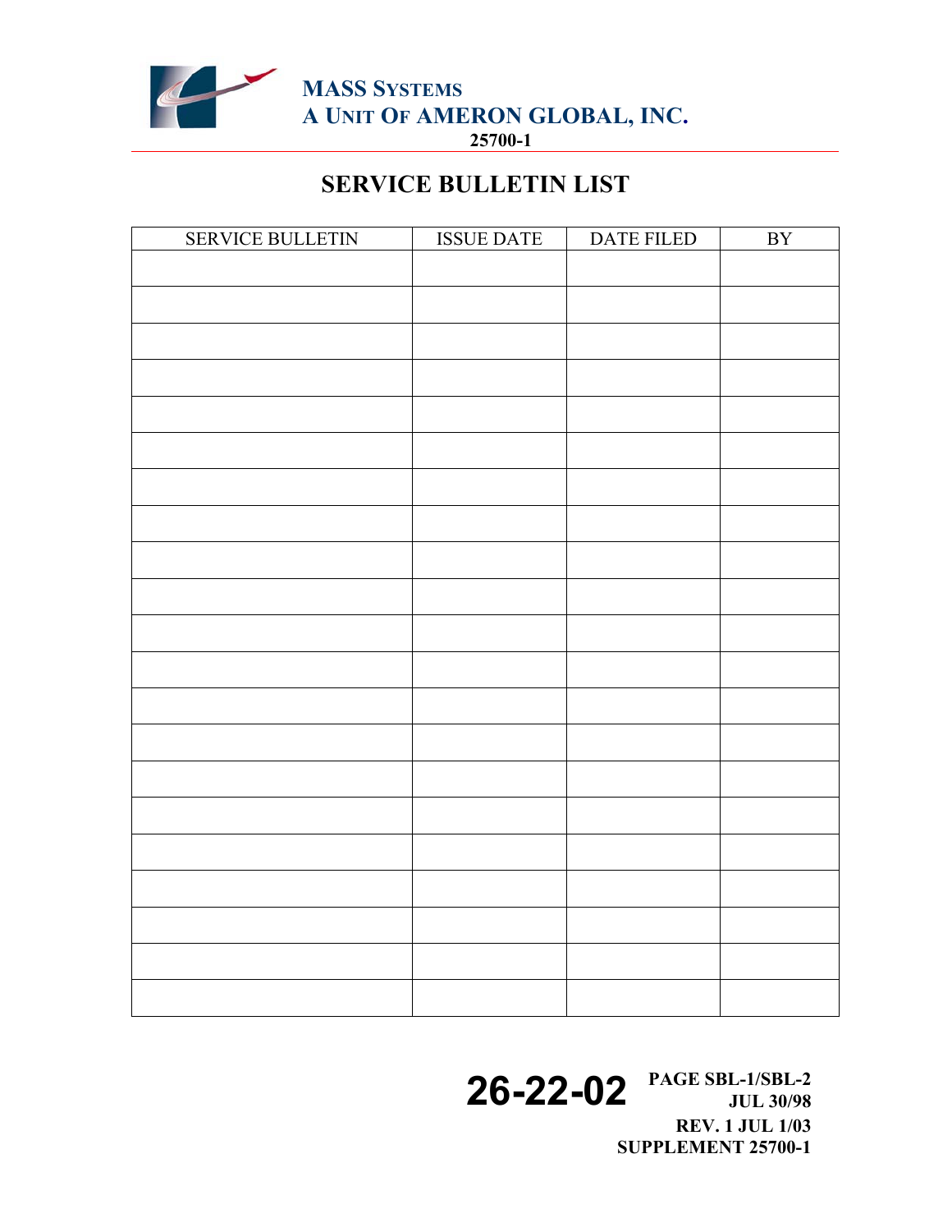# SERVICE BULLETIN LIST

| SERVICE BULLETIN | ISSUE DATE | DATE FILED | BY |
|---|---|---|---|
| | | | |
| | | | |
| | | | |
| | | | |
| | | | |
| | | | |
| | | | |
| | | | |
| | | | |
| | | | |
| | | | |
| | | | |
| | | | |
| | | | |
| | | | |
| | | | |
| | | | |
| | | | |
| | | | |
| | | | |
| | | | |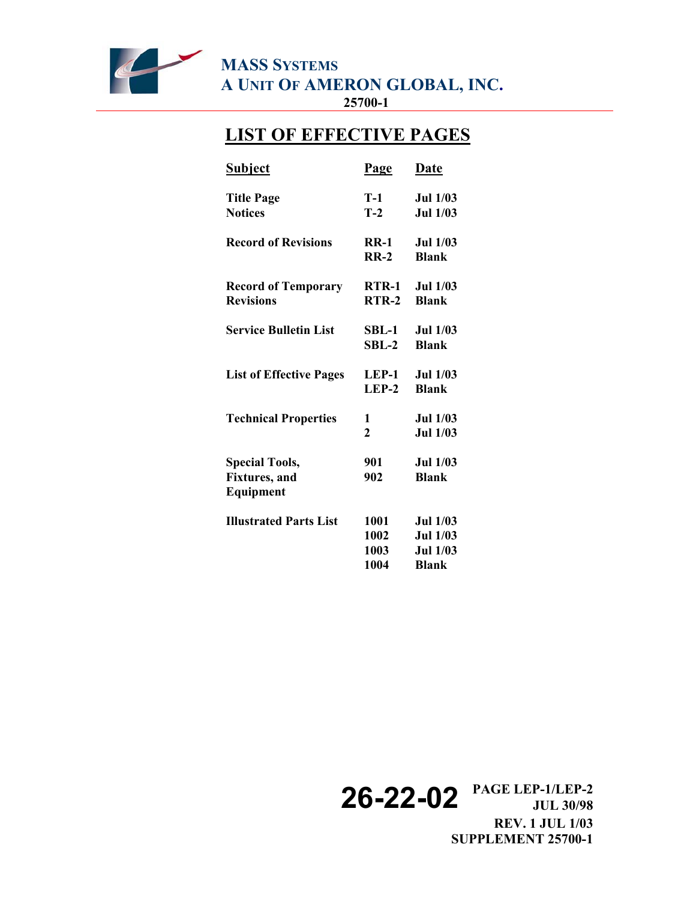# LIST OF EFFECTIVE PAGES

| Subject | Page | Date |
|---|---|---|
| Title Page | T-1 | Jul 1/03 |
| Notices | T-2 | Jul 1/03 |
| Record of Revisions | RR-1 | Jul 1/03 |
| | RR-2 | Blank |
| Record of Temporary Revisions | RTR-1 | Jul 1/03 |
| | RTR-2 | Blank |
| Service Bulletin List | SBL-1 | Jul 1/03 |
| | SBL-2 | Blank |
| List of Effective Pages | LEP-1 | Jul 1/03 |
| | LEP-2 | Blank |
| Technical Properties | 1 | Jul 1/03 |
| | 2 | Jul 1/03 |
| Special Tools, Fixtures, and Equipment | 901 | Jul 1/03 |
| | 902 | Blank |
| Illustrated Parts List | 1001 | Jul 1/03 |
| | 1002 | Jul 1/03 |
| | 1003 | Jul 1/03 |
| | 1004 | Blank |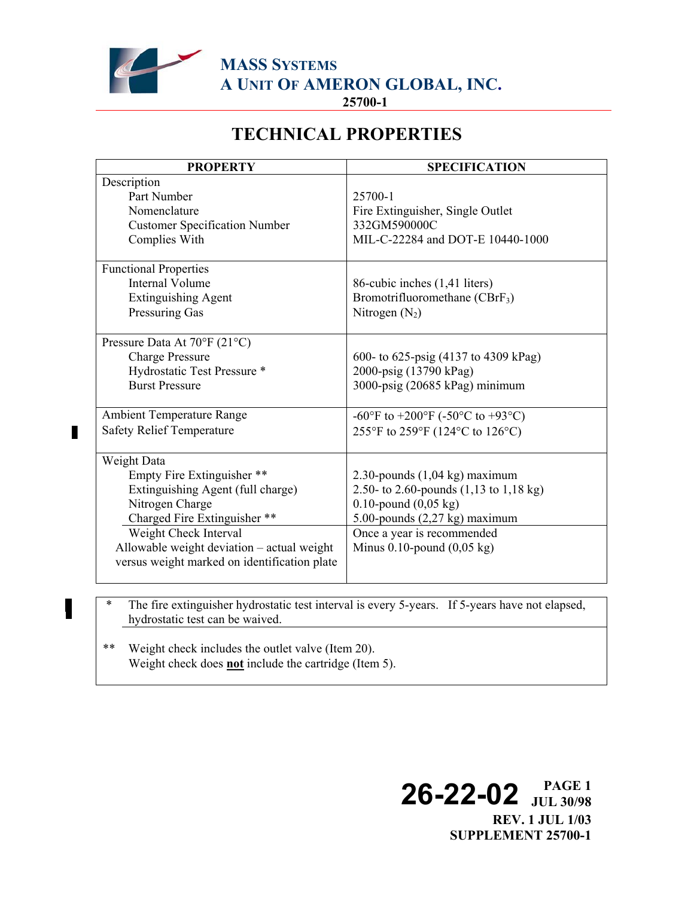MASS SYSTEMS
A UNIT OF AMERON GLOBAL, INC.
25700-1

# TECHNICAL PROPERTIES

| PROPERTY | SPECIFICATION |
|---|---|
| **Description** | |
| Part Number | 25700-1 |
| Nomenclature | Fire Extinguisher, Single Outlet |
| Customer Specification Number | 332GM590000C |
| Complies With | MIL-C-22284 and DOT-E 10440-1000 |
| **Functional Properties** | |
| Internal Volume | 86-cubic inches (1,41 liters) |
| Extinguishing Agent | Bromotrifluoromethane ($CBrF_3$) |
| Pressuring Gas | Nitrogen ($N_2$) |
| **Pressure Data At 70°F (21°C)** | |
| Charge Pressure | 600- to 625-psig (4137 to 4309 kPag) |
| Hydrostatic Test Pressure * | 2000-psig (13790 kPag) |
| Burst Pressure | 3000-psig (20685 kPag) minimum |
| Ambient Temperature Range | -60°F to +200°F (-50°C to +93°C) |
| Safety Relief Temperature | 255°F to 259°F (124°C to 126°C) |
| **Weight Data** | |
| Empty Fire Extinguisher ** | 2.30-pounds (1,04 kg) maximum |
| Extinguishing Agent (full charge) | 2.50- to 2.60-pounds (1,13 to 1,18 kg) |
| Nitrogen Charge | 0.10-pound (0,05 kg) |
| Charged Fire Extinguisher ** | 5.00-pounds (2,27 kg) maximum |
| Weight Check Interval | Once a year is recommended |
| Allowable weight deviation – actual weight versus weight marked on identification plate | Minus 0.10-pound (0,05 kg) |

\* The fire extinguisher hydrostatic test interval is every 5-years. If 5-years have not elapsed, hydrostatic test can be waived.

\*\* Weight check includes the outlet valve (Item 20).
Weight check does **not** include the cartridge (Item 5).

26-22-02 PAGE 1
JUL 30/98
REV. 1 JUL 1/03
SUPPLEMENT 25700-1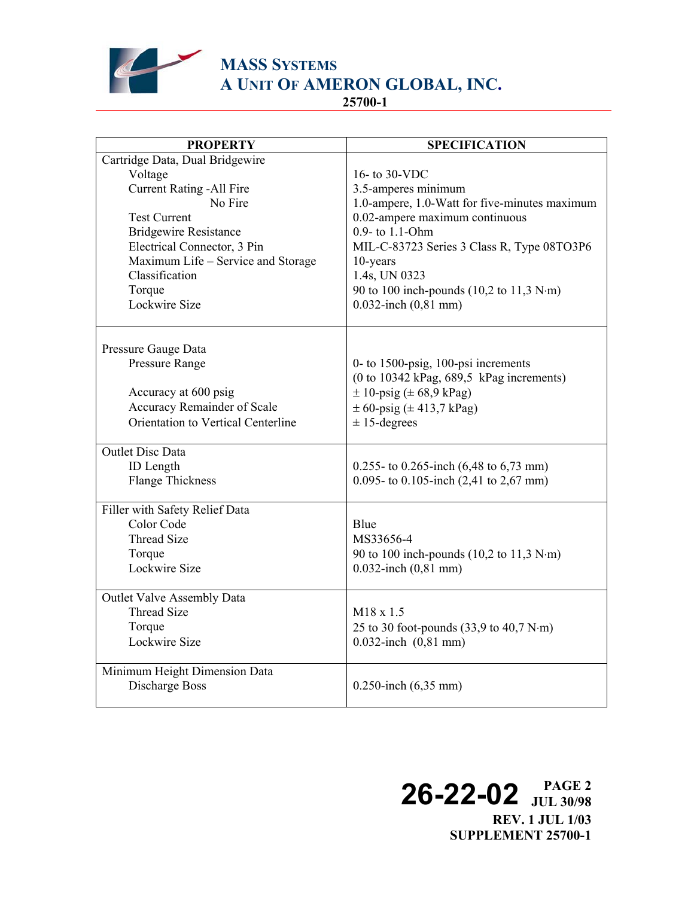| PROPERTY | SPECIFICATION |
|---|---|
| Cartridge Data, Dual Bridgewire | |
| Voltage | 16- to 30-VDC |
| Current Rating -All Fire | 3.5-amperes minimum |
| No Fire | 1.0-ampere, 1.0-Watt for five-minutes maximum |
| Test Current | 0.02-ampere maximum continuous |
| Bridgewire Resistance | 0.9- to 1.1-Ohm |
| Electrical Connector, 3 Pin | MIL-C-83723 Series 3 Class R, Type 08TO3P6 |
| Maximum Life – Service and Storage | 10-years |
| Classification | 1.4s, UN 0323 |
| Torque | 90 to 100 inch-pounds (10,2 to 11,3 N·m) |
| Lockwire Size | 0.032-inch (0,81 mm) |
| Pressure Gauge Data | |
| Pressure Range | 0- to 1500-psig, 100-psi increments (0 to 10342 kPag, 689,5 kPag increments) |
| Accuracy at 600 psig | ± 10-psig (± 68,9 kPag) |
| Accuracy Remainder of Scale | ± 60-psig (± 413,7 kPag) |
| Orientation to Vertical Centerline | ± 15-degrees |
| Outlet Disc Data | |
| ID Length | 0.255- to 0.265-inch (6,48 to 6,73 mm) |
| Flange Thickness | 0.095- to 0.105-inch (2,41 to 2,67 mm) |
| Filler with Safety Relief Data | |
| Color Code | Blue |
| Thread Size | MS33656-4 |
| Torque | 90 to 100 inch-pounds (10,2 to 11,3 N·m) |
| Lockwire Size | 0.032-inch (0,81 mm) |
| Outlet Valve Assembly Data | |
| Thread Size | M18 x 1.5 |
| Torque | 25 to 30 foot-pounds (33,9 to 40,7 N·m) |
| Lockwire Size | 0.032-inch (0,81 mm) |
| Minimum Height Dimension Data | |
| Discharge Boss | 0.250-inch (6,35 mm) |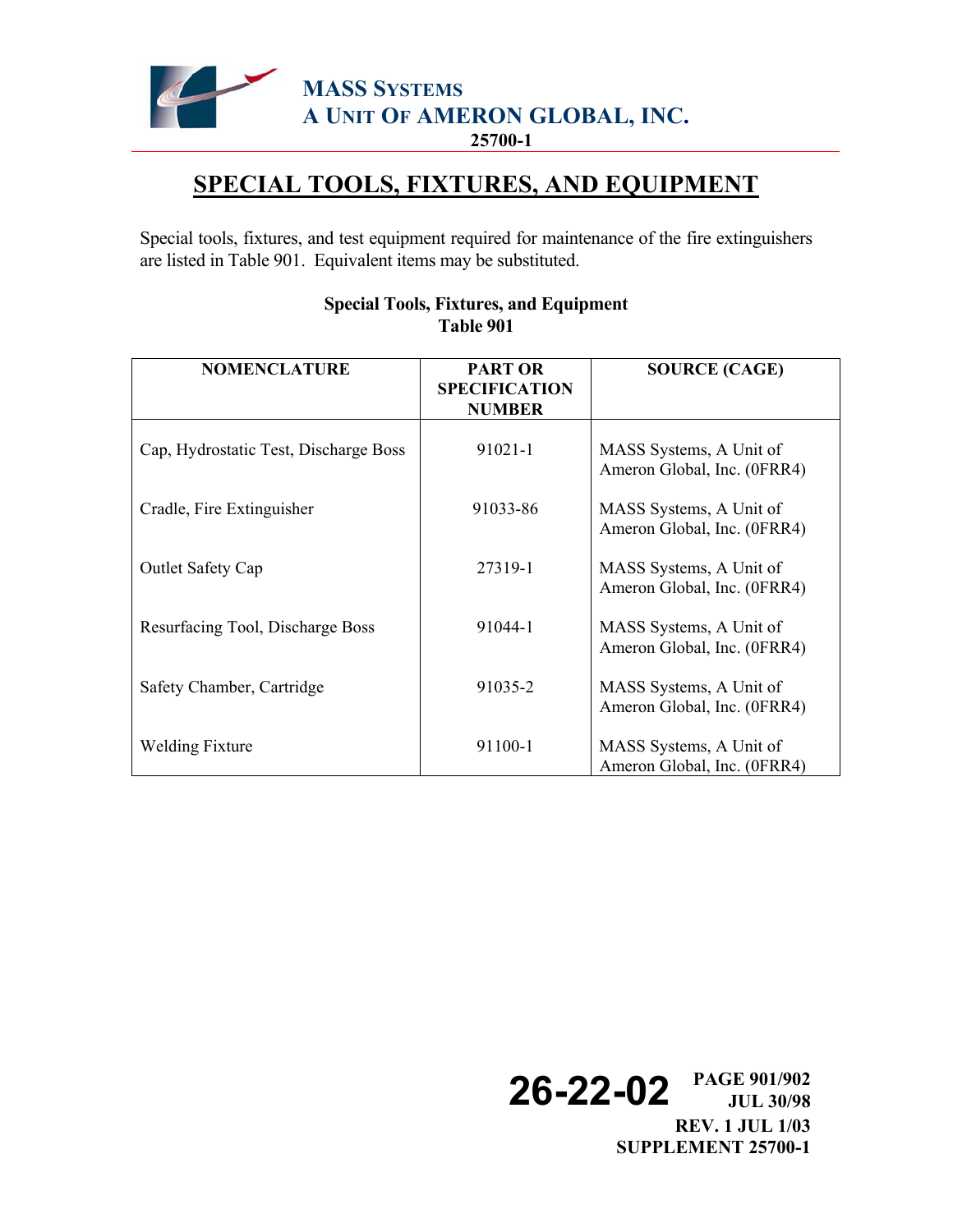# SPECIAL TOOLS, FIXTURES, AND EQUIPMENT

Special tools, fixtures, and test equipment required for maintenance of the fire extinguishers are listed in Table 901. Equivalent items may be substituted.

**Special Tools, Fixtures, and Equipment**
**Table 901**

| NOMENCLATURE | PART OR SPECIFICATION NUMBER | SOURCE (CAGE) |
|---|---|---|
| Cap, Hydrostatic Test, Discharge Boss | 91021-1 | MASS Systems, A Unit of Ameron Global, Inc. (0FRR4) |
| Cradle, Fire Extinguisher | 91033-86 | MASS Systems, A Unit of Ameron Global, Inc. (0FRR4) |
| Outlet Safety Cap | 27319-1 | MASS Systems, A Unit of Ameron Global, Inc. (0FRR4) |
| Resurfacing Tool, Discharge Boss | 91044-1 | MASS Systems, A Unit of Ameron Global, Inc. (0FRR4) |
| Safety Chamber, Cartridge | 91035-2 | MASS Systems, A Unit of Ameron Global, Inc. (0FRR4) |
| Welding Fixture | 91100-1 | MASS Systems, A Unit of Ameron Global, Inc. (0FRR4) |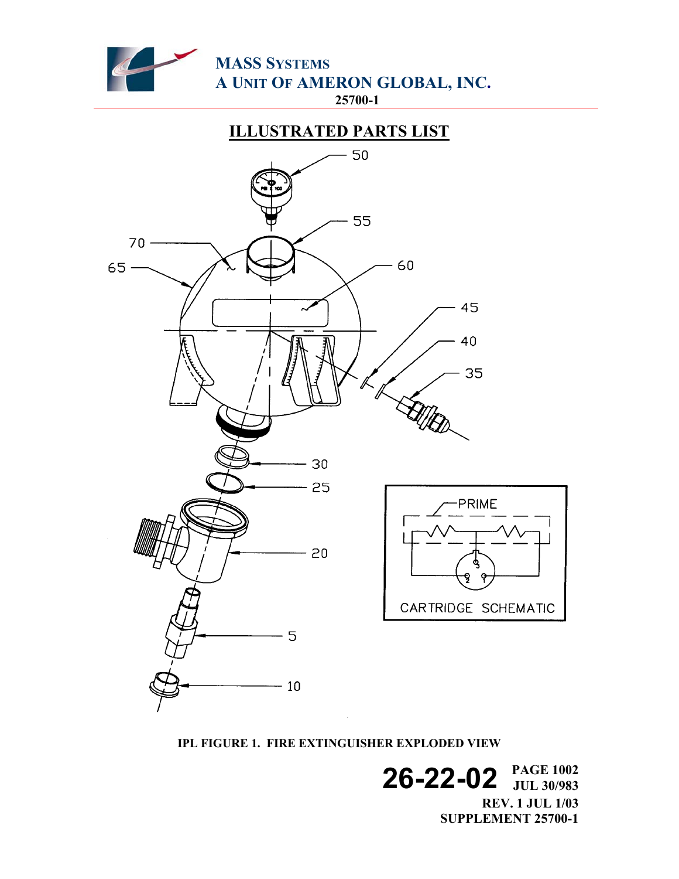# ILLUSTRATED PARTS LIST

IPL FIGURE 1. FIRE EXTINGUISHER EXPLODED VIEW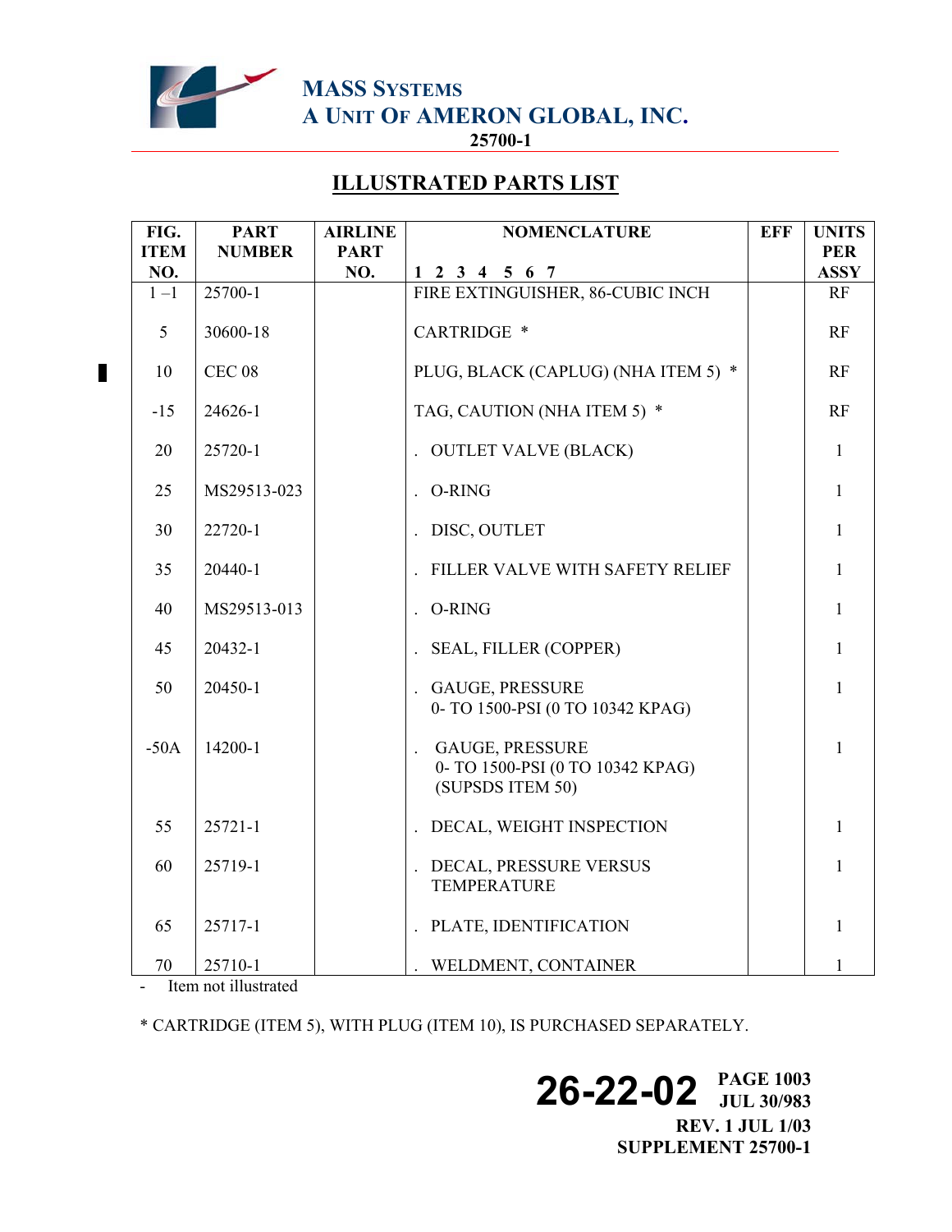## ILLUSTRATED PARTS LIST

| FIG. ITEM NO. | PART NUMBER | AIRLINE PART NO. | NOMENCLATURE 1 2 3 4 5 6 7 | EFF | UNITS PER ASSY |
|---|---|---|---|---|---|
| 1 –1 | 25700-1 | | FIRE EXTINGUISHER, 86-CUBIC INCH | | RF |
| 5 | 30600-18 | | CARTRIDGE * | | RF |
| 10 | CEC 08 | | PLUG, BLACK (CAPLUG) (NHA ITEM 5) * | | RF |
| -15 | 24626-1 | | TAG, CAUTION (NHA ITEM 5) * | | RF |
| 20 | 25720-1 | | . OUTLET VALVE (BLACK) | | 1 |
| 25 | MS29513-023 | | . O-RING | | 1 |
| 30 | 22720-1 | | . DISC, OUTLET | | 1 |
| 35 | 20440-1 | | . FILLER VALVE WITH SAFETY RELIEF | | 1 |
| 40 | MS29513-013 | | . O-RING | | 1 |
| 45 | 20432-1 | | . SEAL, FILLER (COPPER) | | 1 |
| 50 | 20450-1 | | . GAUGE, PRESSURE 0- TO 1500-PSI (0 TO 10342 KPAG) | | 1 |
| -50A | 14200-1 | | . GAUGE, PRESSURE 0- TO 1500-PSI (0 TO 10342 KPAG) (SUPSDS ITEM 50) | | 1 |
| 55 | 25721-1 | | . DECAL, WEIGHT INSPECTION | | 1 |
| 60 | 25719-1 | | . DECAL, PRESSURE VERSUS TEMPERATURE | | 1 |
| 65 | 25717-1 | | . PLATE, IDENTIFICATION | | 1 |
| 70 | 25710-1 | | . WELDMENT, CONTAINER | | 1 |

\- Item not illustrated

* CARTRIDGE (ITEM 5), WITH PLUG (ITEM 10), IS PURCHASED SEPARATELY.